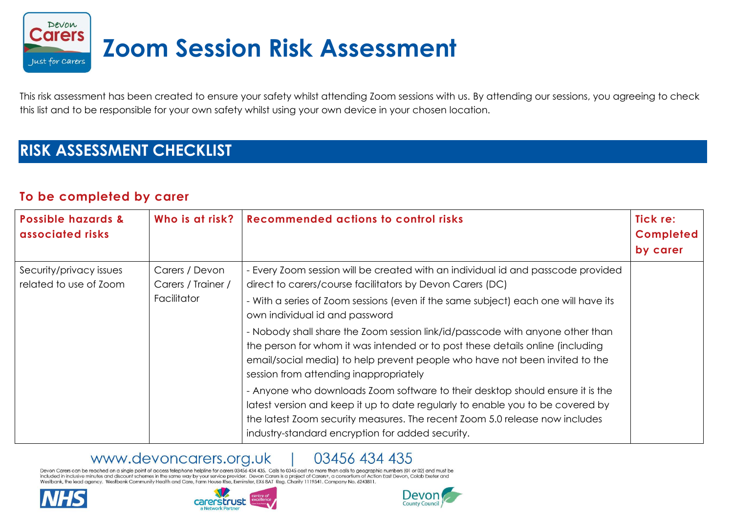# Zoom Session Risk Assessment

This risk assessment has been created to ensure your safety whilst attending Zoom sessions with us. By attending our sessions, you agreeing to check this list and to be responsible for your own safety whilst using your own device in your chosen location.

## RISK ASSESSMENT CHECKLIST

### To be completed by carer

| Possible hazards & associated risks | Who is at risk? | Recommended actions to control risks | Tick re: Completed by carer |
| --- | --- | --- | --- |
| Security/privacy issues related to use of Zoom | Carers / Devon Carers / Trainer / Facilitator | - Every Zoom session will be created with an individual id and passcode provided direct to carers/course facilitators by Devon Carers (DC)<br>- With a series of Zoom sessions (even if the same subject) each one will have its own individual id and password<br>- Nobody shall share the Zoom session link/id/passcode with anyone other than the person for whom it was intended or to post these details online (including email/social media) to help prevent people who have not been invited to the session from attending inappropriately<br>- Anyone who downloads Zoom software to their desktop should ensure it is the latest version and keep it up to date regularly to enable you to be covered by the latest Zoom security measures. The recent Zoom 5.0 release now includes industry-standard encryption for added security. | |

www.devoncarers.org.uk | 03456 434 435

Devon Carers can be reached on a single point of access telephone helpline for carers 03456 434 435. Calls to 0345 cost no more than calls to geographic numbers (01 or 02) and must be included in inclusive minutes and discount schemes in the same way by your service provider. Devon Carers is a project of Carers+, a consortium of Action East Devon, Colab Exeter and Westbank, the lead agency. Westbank Community Health and Care, Farm House Rise, Exminster, EX6 8AT Reg. Charity 1119541. Company No. 6243811.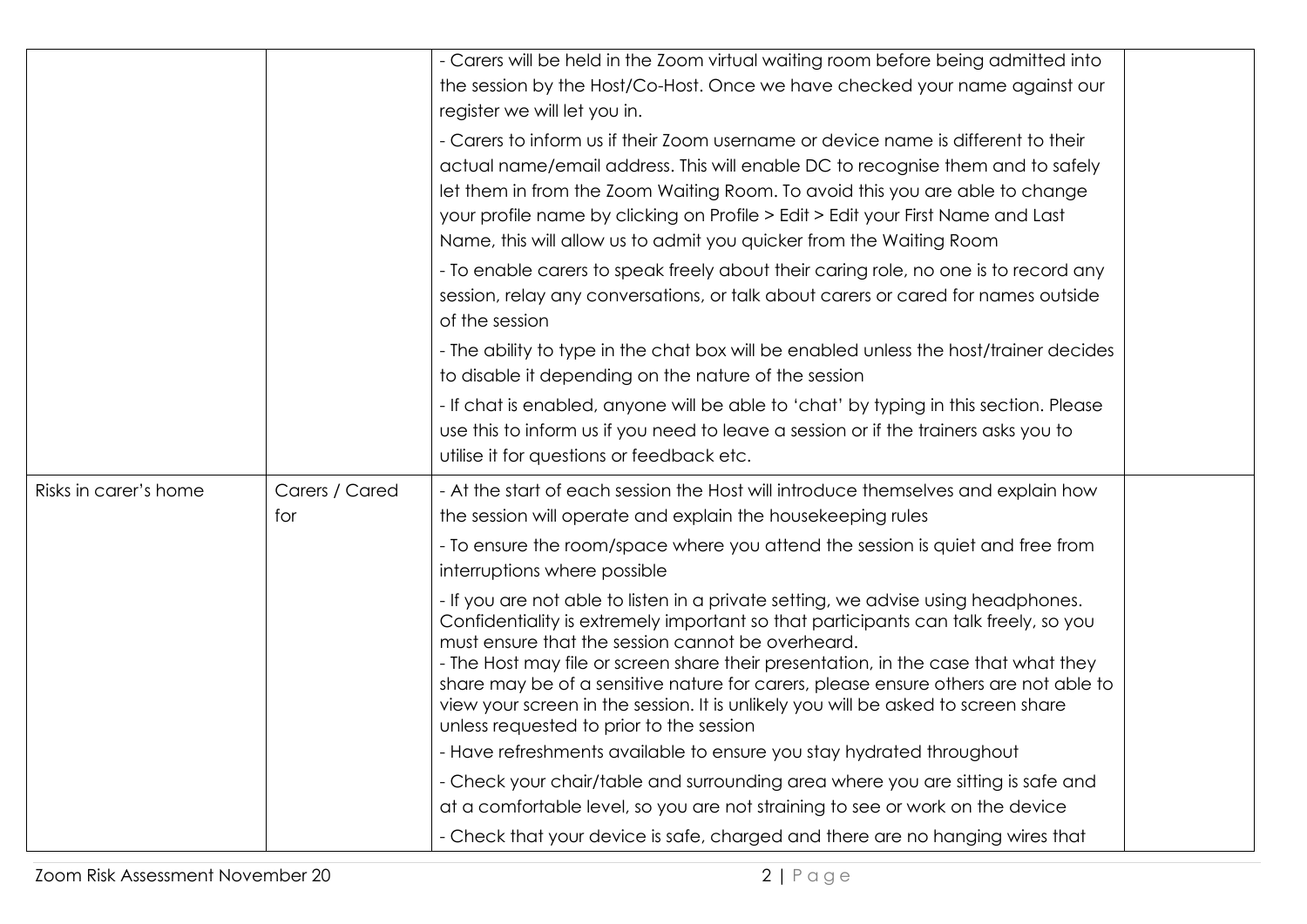|  |  |  |  |
|---|---|---|---|
|  |  | - Carers will be held in the Zoom virtual waiting room before being admitted into the session by the Host/Co-Host. Once we have checked your name against our register we will let you in.<br>- Carers to inform us if their Zoom username or device name is different to their actual name/email address. This will enable DC to recognise them and to safely let them in from the Zoom Waiting Room. To avoid this you are able to change your profile name by clicking on Profile > Edit > Edit your First Name and Last Name, this will allow us to admit you quicker from the Waiting Room<br>- To enable carers to speak freely about their caring role, no one is to record any session, relay any conversations, or talk about carers or cared for names outside of the session<br>- The ability to type in the chat box will be enabled unless the host/trainer decides to disable it depending on the nature of the session<br>- If chat is enabled, anyone will be able to 'chat' by typing in this section. Please use this to inform us if you need to leave a session or if the trainers asks you to utilise it for questions or feedback etc. |  |
| Risks in carer's home | Carers / Cared for | - At the start of each session the Host will introduce themselves and explain how the session will operate and explain the housekeeping rules<br>- To ensure the room/space where you attend the session is quiet and free from interruptions where possible<br>- If you are not able to listen in a private setting, we advise using headphones. Confidentiality is extremely important so that participants can talk freely, so you must ensure that the session cannot be overheard.<br>- The Host may file or screen share their presentation, in the case that what they share may be of a sensitive nature for carers, please ensure others are not able to view your screen in the session. It is unlikely you will be asked to screen share unless requested to prior to the session<br>- Have refreshments available to ensure you stay hydrated throughout<br>- Check your chair/table and surrounding area where you are sitting is safe and at a comfortable level, so you are not straining to see or work on the device<br>- Check that your device is safe, charged and there are no hanging wires that |  |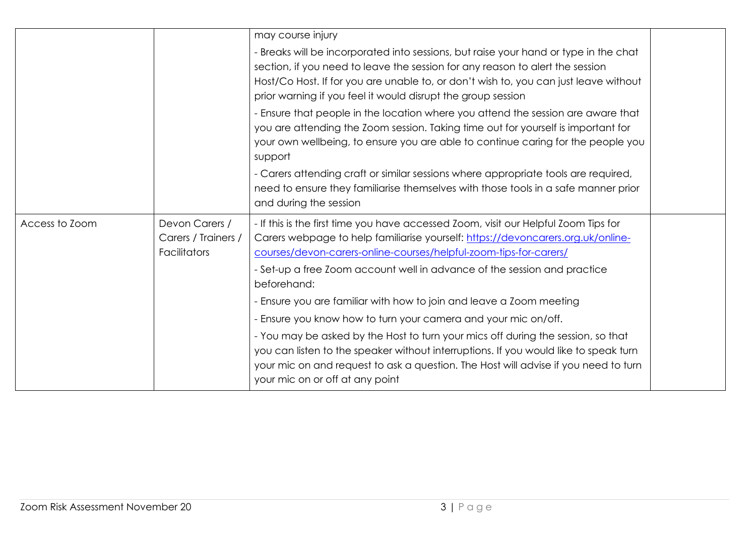| | | | |
|---|---|---|---|
| | | may course injury<br>- Breaks will be incorporated into sessions, but raise your hand or type in the chat section, if you need to leave the session for any reason to alert the session Host/Co Host. If for you are unable to, or don't wish to, you can just leave without prior warning if you feel it would disrupt the group session<br>- Ensure that people in the location where you attend the session are aware that you are attending the Zoom session. Taking time out for yourself is important for your own wellbeing, to ensure you are able to continue caring for the people you support<br>- Carers attending craft or similar sessions where appropriate tools are required, need to ensure they familiarise themselves with those tools in a safe manner prior and during the session | |
| Access to Zoom | Devon Carers / Carers / Trainers / Facilitators | - If this is the first time you have accessed Zoom, visit our Helpful Zoom Tips for Carers webpage to help familiarise yourself: https://devoncarers.org.uk/online-courses/devon-carers-online-courses/helpful-zoom-tips-for-carers/<br>- Set-up a free Zoom account well in advance of the session and practice beforehand:<br>- Ensure you are familiar with how to join and leave a Zoom meeting<br>- Ensure you know how to turn your camera and your mic on/off.<br>- You may be asked by the Host to turn your mics off during the session, so that you can listen to the speaker without interruptions. If you would like to speak turn your mic on and request to ask a question. The Host will advise if you need to turn your mic on or off at any point | |